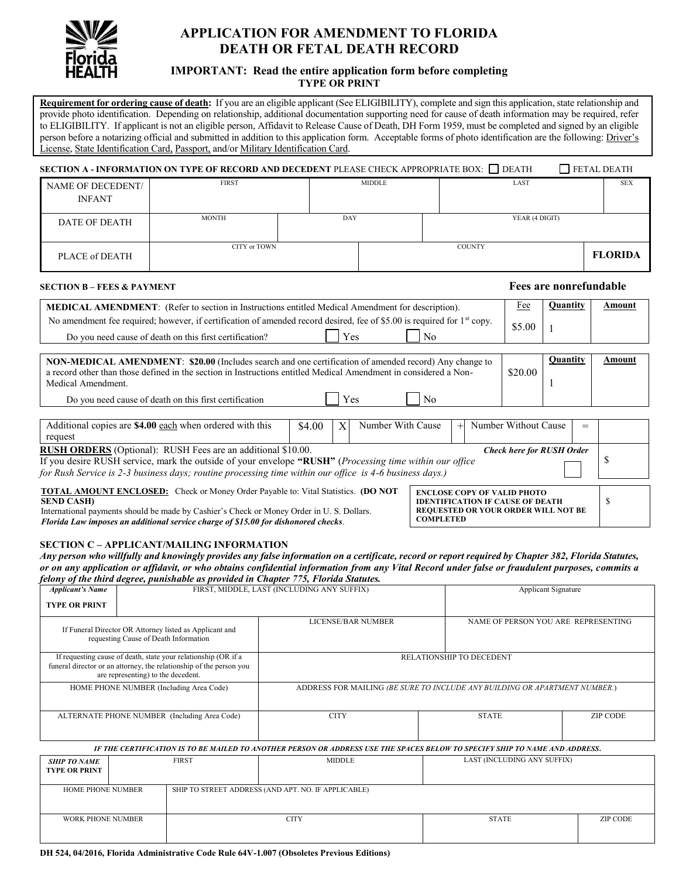# APPLICATION FOR AMENDMENT TO FLORIDA DEATH OR FETAL DEATH RECORD

**IMPORTANT: Read the entire application form before completing**

**TYPE OR PRINT**

**Requirement for ordering cause of death:** If you are an eligible applicant (See ELIGIBILITY), complete and sign this application, state relationship and provide photo identification. Depending on relationship, additional documentation supporting need for cause of death information may be required, refer to ELIGIBILITY. If applicant is not an eligible person, Affidavit to Release Cause of Death, DH Form 1959, must be completed and signed by an eligible person before a notarizing official and submitted in addition to this application form. Acceptable forms of photo identification are the following: Driver's License, State Identification Card, Passport, and/or Military Identification Card.

**SECTION A - INFORMATION ON TYPE OF RECORD AND DECEDENT** PLEASE CHECK APPROPRIATE BOX: ☐ DEATH ☐ FETAL DEATH

| | | | | |
|---|---|---|---|---|
| NAME OF DECEDENT/ INFANT | FIRST | MIDDLE | LAST | SEX |
| DATE OF DEATH | MONTH | DAY | YEAR (4 DIGIT) | |
| PLACE of DEATH | CITY or TOWN | COUNTY | | **FLORIDA** |

**SECTION B – FEES & PAYMENT** **Fees are nonrefundable**

| | Fee | Quantity | Amount |
|---|---|---|---|
| **MEDICAL AMENDMENT**: (Refer to section in Instructions entitled Medical Amendment for description). No amendment fee required; however, if certification of amended record desired, fee of $5.00 is required for 1st copy. Do you need cause of death on this first certification? ☐ Yes ☐ No | $5.00 | 1 | |

| | | Quantity | Amount |
|---|---|---|---|
| **NON-MEDICAL AMENDMENT**: **$20.00** (Includes search and one certification of amended record) Any change to a record other than those defined in the section in Instructions entitled Medical Amendment in considered a Non-Medical Amendment. Do you need cause of death on this first certification ☐ Yes ☐ No | $20.00 | 1 | |

| | | | | | | | |
|---|---|---|---|---|---|---|---|
| Additional copies are **$4.00** each when ordered with this request | $4.00 | X | Number With Cause | + | Number Without Cause | = | |

**RUSH ORDERS** (Optional): RUSH Fees are an additional $10.00. *Check here for RUSH Order* ☐ $
If you desire RUSH service, mark the outside of your envelope **"RUSH"** (*Processing time within our office for Rush Service is 2-3 business days; routine processing time within our office is 4-6 business days.)*

**TOTAL AMOUNT ENCLOSED:** Check or Money Order Payable to: Vital Statistics. **(DO NOT SEND CASH)**
International payments should be made by Cashier's Check or Money Order in U. S. Dollars.
***Florida Law imposes an additional service charge of $15.00 for dishonored checks*.**

**ENCLOSE COPY OF VALID PHOTO IDENTIFICATION IF CAUSE OF DEATH REQUESTED OR YOUR ORDER WILL NOT BE COMPLETED** $

**SECTION C – APPLICANT/MAILING INFORMATION**

***Any person who willfully and knowingly provides any false information on a certificate, record or report required by Chapter 382, Florida Statutes, or on any application or affidavit, or who obtains confidential information from any Vital Record under false or fraudulent purposes, commits a felony of the third degree, punishable as provided in Chapter 775, Florida Statutes.***

| | | | | |
|---|---|---|---|---|
| ***Applicant's Name*** **TYPE OR PRINT** | FIRST, MIDDLE, LAST (INCLUDING ANY SUFFIX) | | Applicant Signature | |
| If Funeral Director OR Attorney listed as Applicant and requesting Cause of Death Information | LICENSE/BAR NUMBER | | NAME OF PERSON YOU ARE REPRESENTING | |
| If requesting cause of death, state your relationship (OR if a funeral director or an attorney, the relationship of the person you are representing) to the decedent. | RELATIONSHIP TO DECEDENT | | | |
| HOME PHONE NUMBER (Including Area Code) | ADDRESS FOR MAILING *(BE SURE TO INCLUDE ANY BUILDING OR APARTMENT NUMBER.)* | | | |
| ALTERNATE PHONE NUMBER (Including Area Code) | CITY | STATE | | ZIP CODE |

***IF THE CERTIFICATION IS TO BE MAILED TO ANOTHER PERSON OR ADDRESS USE THE SPACES BELOW TO SPECIFY SHIP TO NAME AND ADDRESS.***

| | | | | |
|---|---|---|---|---|
| ***SHIP TO NAME*** **TYPE OR PRINT** | FIRST | MIDDLE | LAST (INCLUDING ANY SUFFIX) | |
| HOME PHONE NUMBER | SHIP TO STREET ADDRESS (AND APT. NO. IF APPLICABLE) | | | |
| WORK PHONE NUMBER | CITY | | STATE | ZIP CODE |

**DH 524, 04/2016, Florida Administrative Code Rule 64V-1.007 (Obsoletes Previous Editions)**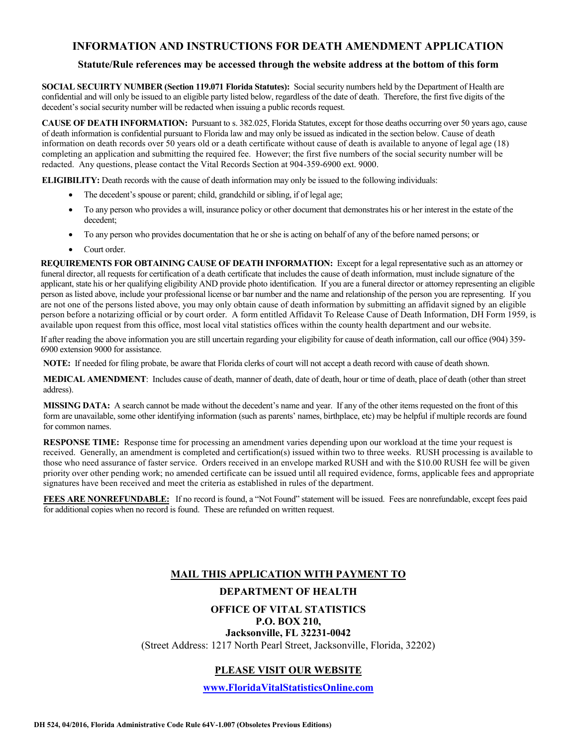# INFORMATION AND INSTRUCTIONS FOR DEATH AMENDMENT APPLICATION

### Statute/Rule references may be accessed through the website address at the bottom of this form

**SOCIAL SECUIRTY NUMBER (Section 119.071 Florida Statutes):** Social security numbers held by the Department of Health are confidential and will only be issued to an eligible party listed below, regardless of the date of death. Therefore, the first five digits of the decedent's social security number will be redacted when issuing a public records request.

**CAUSE OF DEATH INFORMATION:** Pursuant to s. 382.025, Florida Statutes, except for those deaths occurring over 50 years ago, cause of death information is confidential pursuant to Florida law and may only be issued as indicated in the section below. Cause of death information on death records over 50 years old or a death certificate without cause of death is available to anyone of legal age (18) completing an application and submitting the required fee. However; the first five numbers of the social security number will be redacted. Any questions, please contact the Vital Records Section at 904-359-6900 ext. 9000.

**ELIGIBILITY:** Death records with the cause of death information may only be issued to the following individuals:

- The decedent's spouse or parent; child, grandchild or sibling, if of legal age;
- To any person who provides a will, insurance policy or other document that demonstrates his or her interest in the estate of the decedent;
- To any person who provides documentation that he or she is acting on behalf of any of the before named persons; or
- Court order.

**REQUIREMENTS FOR OBTAINING CAUSE OF DEATH INFORMATION:** Except for a legal representative such as an attorney or funeral director, all requests for certification of a death certificate that includes the cause of death information, must include signature of the applicant, state his or her qualifying eligibility AND provide photo identification. If you are a funeral director or attorney representing an eligible person as listed above, include your professional license or bar number and the name and relationship of the person you are representing. If you are not one of the persons listed above, you may only obtain cause of death information by submitting an affidavit signed by an eligible person before a notarizing official or by court order. A form entitled Affidavit To Release Cause of Death Information, DH Form 1959, is available upon request from this office, most local vital statistics offices within the county health department and our website.

If after reading the above information you are still uncertain regarding your eligibility for cause of death information, call our office (904) 359-6900 extension 9000 for assistance.

**NOTE:** If needed for filing probate, be aware that Florida clerks of court will not accept a death record with cause of death shown.

**MEDICAL AMENDMENT**: Includes cause of death, manner of death, date of death, hour or time of death, place of death (other than street address).

**MISSING DATA:** A search cannot be made without the decedent's name and year. If any of the other items requested on the front of this form are unavailable, some other identifying information (such as parents' names, birthplace, etc) may be helpful if multiple records are found for common names.

**RESPONSE TIME:** Response time for processing an amendment varies depending upon our workload at the time your request is received. Generally, an amendment is completed and certification(s) issued within two to three weeks. RUSH processing is available to those who need assurance of faster service. Orders received in an envelope marked RUSH and with the $10.00 RUSH fee will be given priority over other pending work; no amended certificate can be issued until all required evidence, forms, applicable fees and appropriate signatures have been received and meet the criteria as established in rules of the department.

**FEES ARE NONREFUNDABLE:** If no record is found, a "Not Found" statement will be issued. Fees are nonrefundable, except fees paid for additional copies when no record is found. These are refunded on written request.

**MAIL THIS APPLICATION WITH PAYMENT TO**

**DEPARTMENT OF HEALTH**

**OFFICE OF VITAL STATISTICS**
**P.O. BOX 210,**
**Jacksonville, FL 32231-0042**
(Street Address: 1217 North Pearl Street, Jacksonville, Florida, 32202)

**PLEASE VISIT OUR WEBSITE**

**www.FloridaVitalStatisticsOnline.com**

DH 524, 04/2016, Florida Administrative Code Rule 64V-1.007 (Obsoletes Previous Editions)